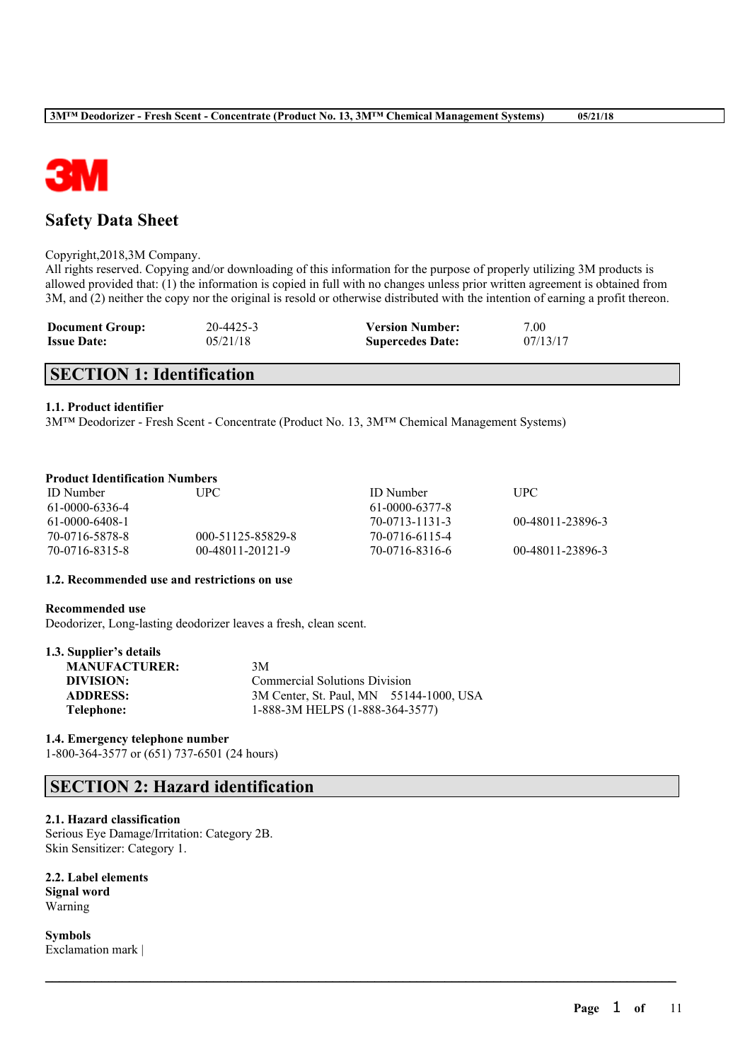# Safety Data Sheet

Copyright,2018,3M Company.
All rights reserved. Copying and/or downloading of this information for the purpose of properly utilizing 3M products is allowed provided that: (1) the information is copied in full with no changes unless prior written agreement is obtained from 3M, and (2) neither the copy nor the original is resold or otherwise distributed with the intention of earning a profit thereon.

| | | | |
|---|---|---|---|
| **Document Group:** | 20-4425-3 | **Version Number:** | 7.00 |
| **Issue Date:** | 05/21/18 | **Supercedes Date:** | 07/13/17 |

## SECTION 1: Identification

### 1.1. Product identifier

3M™ Deodorizer - Fresh Scent - Concentrate (Product No. 13, 3M™ Chemical Management Systems)

**Product Identification Numbers**

| ID Number | UPC | ID Number | UPC |
|---|---|---|---|
| 61-0000-6336-4 | | 61-0000-6377-8 | |
| 61-0000-6408-1 | | 70-0713-1131-3 | 00-48011-23896-3 |
| 70-0716-5878-8 | 000-51125-85829-8 | 70-0716-6115-4 | |
| 70-0716-8315-8 | 00-48011-20121-9 | 70-0716-8316-6 | 00-48011-23896-3 |

### 1.2. Recommended use and restrictions on use

**Recommended use**
Deodorizer, Long-lasting deodorizer leaves a fresh, clean scent.

### 1.3. Supplier's details

| | |
|---|---|
| **MANUFACTURER:** | 3M |
| **DIVISION:** | Commercial Solutions Division |
| **ADDRESS:** | 3M Center, St. Paul, MN 55144-1000, USA |
| **Telephone:** | 1-888-3M HELPS (1-888-364-3577) |

### 1.4. Emergency telephone number

1-800-364-3577 or (651) 737-6501 (24 hours)

## SECTION 2: Hazard identification

### 2.1. Hazard classification

Serious Eye Damage/Irritation: Category 2B.
Skin Sensitizer: Category 1.

### 2.2. Label elements

**Signal word**
Warning

**Symbols**
Exclamation mark |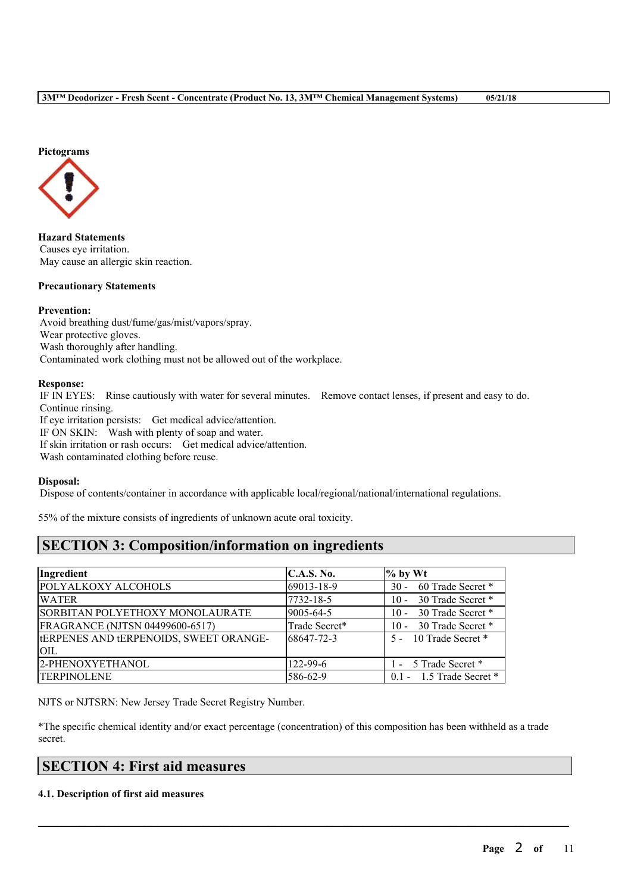**Pictograms**

**Hazard Statements**
Causes eye irritation.
May cause an allergic skin reaction.

**Precautionary Statements**

**Prevention:**
Avoid breathing dust/fume/gas/mist/vapors/spray.
Wear protective gloves.
Wash thoroughly after handling.
Contaminated work clothing must not be allowed out of the workplace.

**Response:**
IF IN EYES: Rinse cautiously with water for several minutes. Remove contact lenses, if present and easy to do. Continue rinsing.
If eye irritation persists: Get medical advice/attention.
IF ON SKIN: Wash with plenty of soap and water.
If skin irritation or rash occurs: Get medical advice/attention.
Wash contaminated clothing before reuse.

**Disposal:**
Dispose of contents/container in accordance with applicable local/regional/national/international regulations.

55% of the mixture consists of ingredients of unknown acute oral toxicity.

## SECTION 3: Composition/information on ingredients

| Ingredient | C.A.S. No. | % by Wt |
|---|---|---|
| POLYALKOXY ALCOHOLS | 69013-18-9 | 30 - 60 Trade Secret * |
| WATER | 7732-18-5 | 10 - 30 Trade Secret * |
| SORBITAN POLYETHOXY MONOLAURATE | 9005-64-5 | 10 - 30 Trade Secret * |
| FRAGRANCE (NJTSN 04499600-6517) | Trade Secret* | 10 - 30 Trade Secret * |
| tERPENES AND tERPENOIDS, SWEET ORANGE-OIL | 68647-72-3 | 5 - 10 Trade Secret * |
| 2-PHENOXYETHANOL | 122-99-6 | 1 - 5 Trade Secret * |
| TERPINOLENE | 586-62-9 | 0.1 - 1.5 Trade Secret * |

NJTS or NJTSRN: New Jersey Trade Secret Registry Number.

*The specific chemical identity and/or exact percentage (concentration) of this composition has been withheld as a trade secret.

## SECTION 4: First aid measures

### 4.1. Description of first aid measures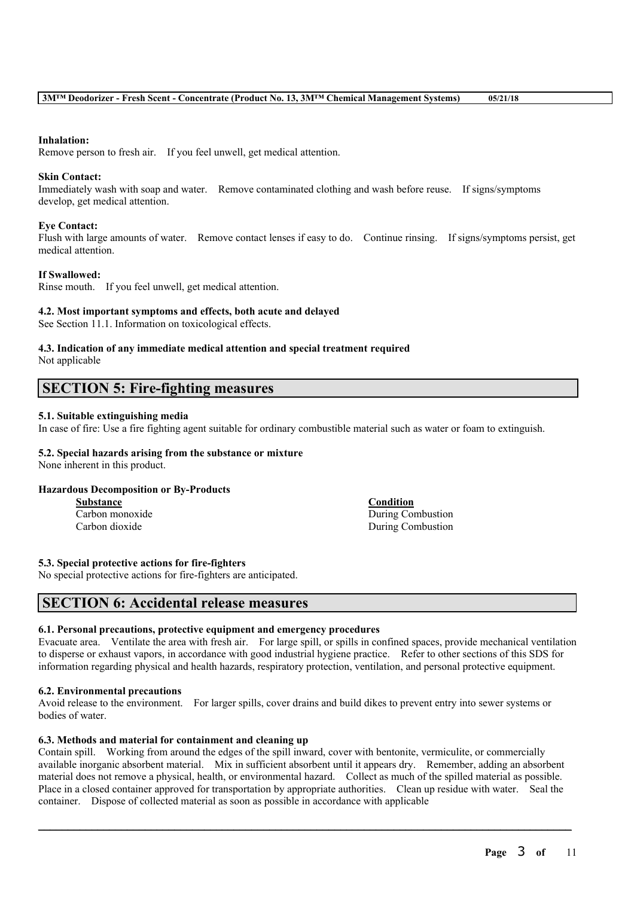**Inhalation:**
Remove person to fresh air. If you feel unwell, get medical attention.

**Skin Contact:**
Immediately wash with soap and water. Remove contaminated clothing and wash before reuse. If signs/symptoms develop, get medical attention.

**Eye Contact:**
Flush with large amounts of water. Remove contact lenses if easy to do. Continue rinsing. If signs/symptoms persist, get medical attention.

**If Swallowed:**
Rinse mouth. If you feel unwell, get medical attention.

**4.2. Most important symptoms and effects, both acute and delayed**
See Section 11.1. Information on toxicological effects.

**4.3. Indication of any immediate medical attention and special treatment required**
Not applicable

## SECTION 5: Fire-fighting measures

**5.1. Suitable extinguishing media**
In case of fire: Use a fire fighting agent suitable for ordinary combustible material such as water or foam to extinguish.

**5.2. Special hazards arising from the substance or mixture**
None inherent in this product.

**Hazardous Decomposition or By-Products**

| Substance | Condition |
| --- | --- |
| Carbon monoxide | During Combustion |
| Carbon dioxide | During Combustion |

**5.3. Special protective actions for fire-fighters**
No special protective actions for fire-fighters are anticipated.

## SECTION 6: Accidental release measures

**6.1. Personal precautions, protective equipment and emergency procedures**
Evacuate area. Ventilate the area with fresh air. For large spill, or spills in confined spaces, provide mechanical ventilation to disperse or exhaust vapors, in accordance with good industrial hygiene practice. Refer to other sections of this SDS for information regarding physical and health hazards, respiratory protection, ventilation, and personal protective equipment.

**6.2. Environmental precautions**
Avoid release to the environment. For larger spills, cover drains and build dikes to prevent entry into sewer systems or bodies of water.

**6.3. Methods and material for containment and cleaning up**
Contain spill. Working from around the edges of the spill inward, cover with bentonite, vermiculite, or commercially available inorganic absorbent material. Mix in sufficient absorbent until it appears dry. Remember, adding an absorbent material does not remove a physical, health, or environmental hazard. Collect as much of the spilled material as possible. Place in a closed container approved for transportation by appropriate authorities. Clean up residue with water. Seal the container. Dispose of collected material as soon as possible in accordance with applicable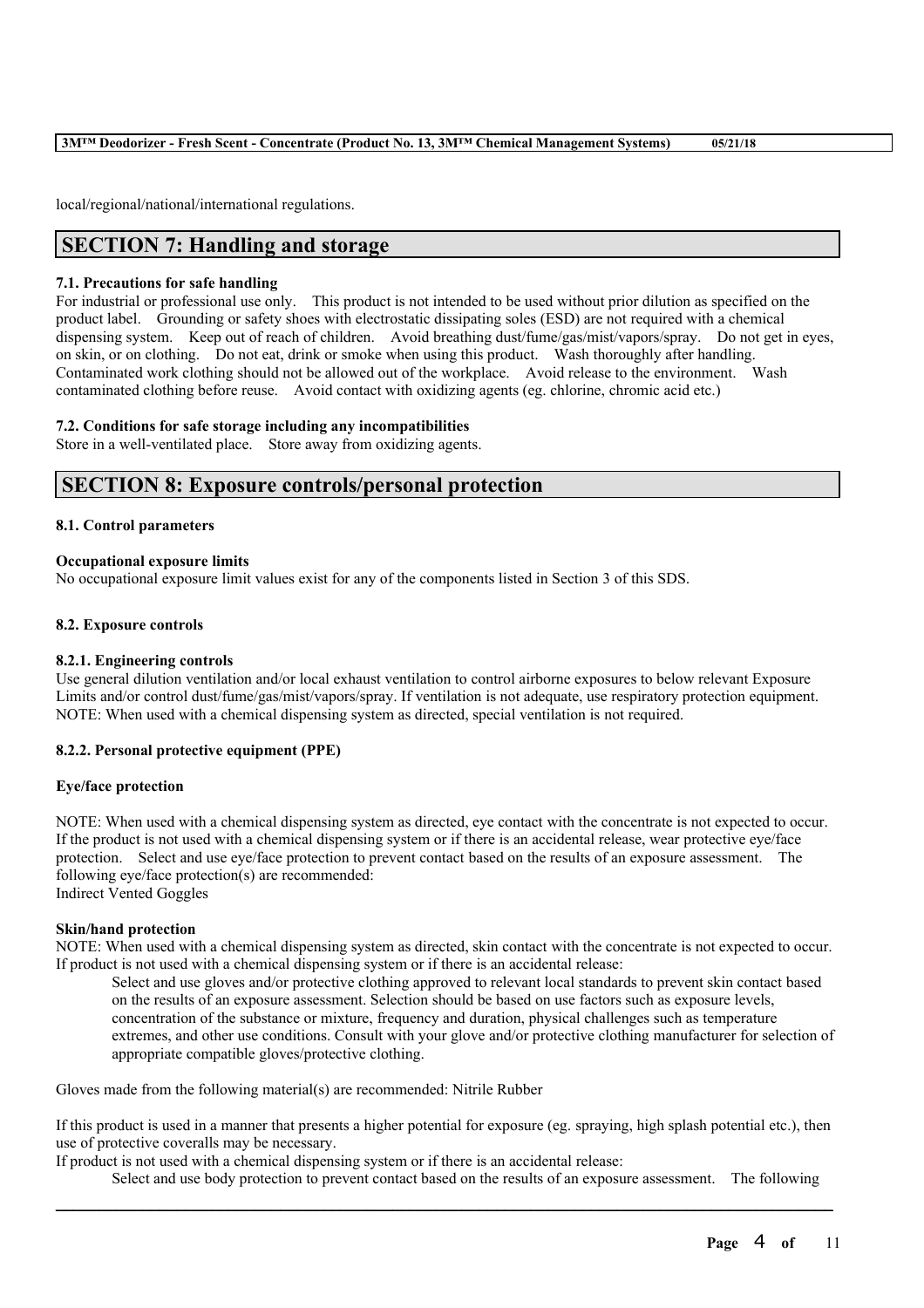local/regional/national/international regulations.

## SECTION 7: Handling and storage

**7.1. Precautions for safe handling**

For industrial or professional use only. This product is not intended to be used without prior dilution as specified on the product label. Grounding or safety shoes with electrostatic dissipating soles (ESD) are not required with a chemical dispensing system. Keep out of reach of children. Avoid breathing dust/fume/gas/mist/vapors/spray. Do not get in eyes, on skin, or on clothing. Do not eat, drink or smoke when using this product. Wash thoroughly after handling. Contaminated work clothing should not be allowed out of the workplace. Avoid release to the environment. Wash contaminated clothing before reuse. Avoid contact with oxidizing agents (eg. chlorine, chromic acid etc.)

**7.2. Conditions for safe storage including any incompatibilities**

Store in a well-ventilated place. Store away from oxidizing agents.

## SECTION 8: Exposure controls/personal protection

**8.1. Control parameters**

**Occupational exposure limits**

No occupational exposure limit values exist for any of the components listed in Section 3 of this SDS.

**8.2. Exposure controls**

**8.2.1. Engineering controls**

Use general dilution ventilation and/or local exhaust ventilation to control airborne exposures to below relevant Exposure Limits and/or control dust/fume/gas/mist/vapors/spray. If ventilation is not adequate, use respiratory protection equipment. NOTE: When used with a chemical dispensing system as directed, special ventilation is not required.

**8.2.2. Personal protective equipment (PPE)**

**Eye/face protection**

NOTE: When used with a chemical dispensing system as directed, eye contact with the concentrate is not expected to occur. If the product is not used with a chemical dispensing system or if there is an accidental release, wear protective eye/face protection. Select and use eye/face protection to prevent contact based on the results of an exposure assessment. The following eye/face protection(s) are recommended:
Indirect Vented Goggles

**Skin/hand protection**

NOTE: When used with a chemical dispensing system as directed, skin contact with the concentrate is not expected to occur. If product is not used with a chemical dispensing system or if there is an accidental release:

> Select and use gloves and/or protective clothing approved to relevant local standards to prevent skin contact based on the results of an exposure assessment. Selection should be based on use factors such as exposure levels, concentration of the substance or mixture, frequency and duration, physical challenges such as temperature extremes, and other use conditions. Consult with your glove and/or protective clothing manufacturer for selection of appropriate compatible gloves/protective clothing.

Gloves made from the following material(s) are recommended: Nitrile Rubber

If this product is used in a manner that presents a higher potential for exposure (eg. spraying, high splash potential etc.), then use of protective coveralls may be necessary.
If product is not used with a chemical dispensing system or if there is an accidental release:

> Select and use body protection to prevent contact based on the results of an exposure assessment. The following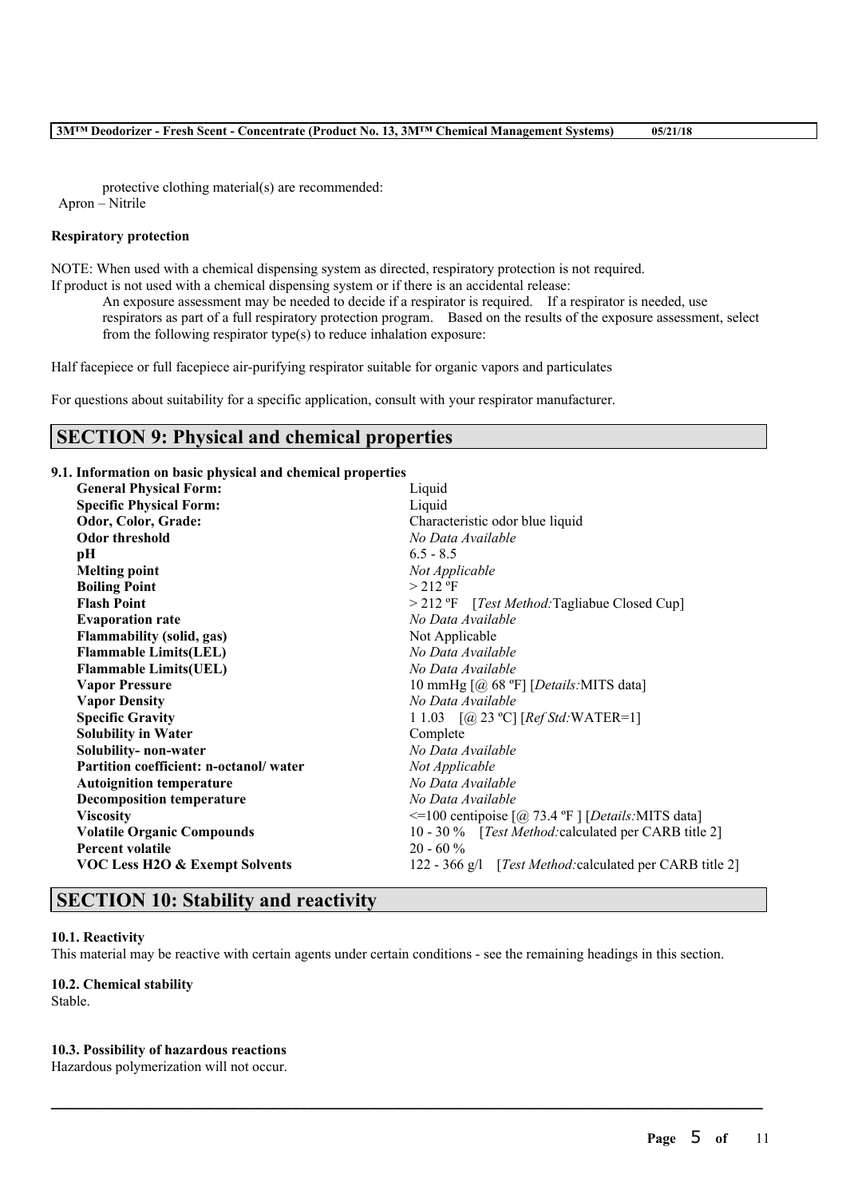protective clothing material(s) are recommended:
Apron – Nitrile

**Respiratory protection**

NOTE: When used with a chemical dispensing system as directed, respiratory protection is not required.
If product is not used with a chemical dispensing system or if there is an accidental release:

An exposure assessment may be needed to decide if a respirator is required. If a respirator is needed, use respirators as part of a full respiratory protection program. Based on the results of the exposure assessment, select from the following respirator type(s) to reduce inhalation exposure:

Half facepiece or full facepiece air-purifying respirator suitable for organic vapors and particulates

For questions about suitability for a specific application, consult with your respirator manufacturer.

# SECTION 9: Physical and chemical properties

**9.1. Information on basic physical and chemical properties**

| | |
|---|---|
| **General Physical Form:** | Liquid |
| **Specific Physical Form:** | Liquid |
| **Odor, Color, Grade:** | Characteristic odor blue liquid |
| **Odor threshold** | *No Data Available* |
| **pH** | 6.5 - 8.5 |
| **Melting point** | *Not Applicable* |
| **Boiling Point** | > 212 ºF |
| **Flash Point** | > 212 ºF [*Test Method:*Tagliabue Closed Cup] |
| **Evaporation rate** | *No Data Available* |
| **Flammability (solid, gas)** | Not Applicable |
| **Flammable Limits(LEL)** | *No Data Available* |
| **Flammable Limits(UEL)** | *No Data Available* |
| **Vapor Pressure** | 10 mmHg [@ 68 ºF] [*Details:*MITS data] |
| **Vapor Density** | *No Data Available* |
| **Specific Gravity** | 1 1.03 [@ 23 ºC] [*Ref Std:*WATER=1] |
| **Solubility in Water** | Complete |
| **Solubility- non-water** | *No Data Available* |
| **Partition coefficient: n-octanol/ water** | *Not Applicable* |
| **Autoignition temperature** | *No Data Available* |
| **Decomposition temperature** | *No Data Available* |
| **Viscosity** | <=100 centipoise [@ 73.4 ºF ] [*Details:*MITS data] |
| **Volatile Organic Compounds** | 10 - 30 % [*Test Method:*calculated per CARB title 2] |
| **Percent volatile** | 20 - 60 % |
| **VOC Less H2O & Exempt Solvents** | 122 - 366 g/l [*Test Method:*calculated per CARB title 2] |

# SECTION 10: Stability and reactivity

**10.1. Reactivity**
This material may be reactive with certain agents under certain conditions - see the remaining headings in this section.

**10.2. Chemical stability**
Stable.

**10.3. Possibility of hazardous reactions**
Hazardous polymerization will not occur.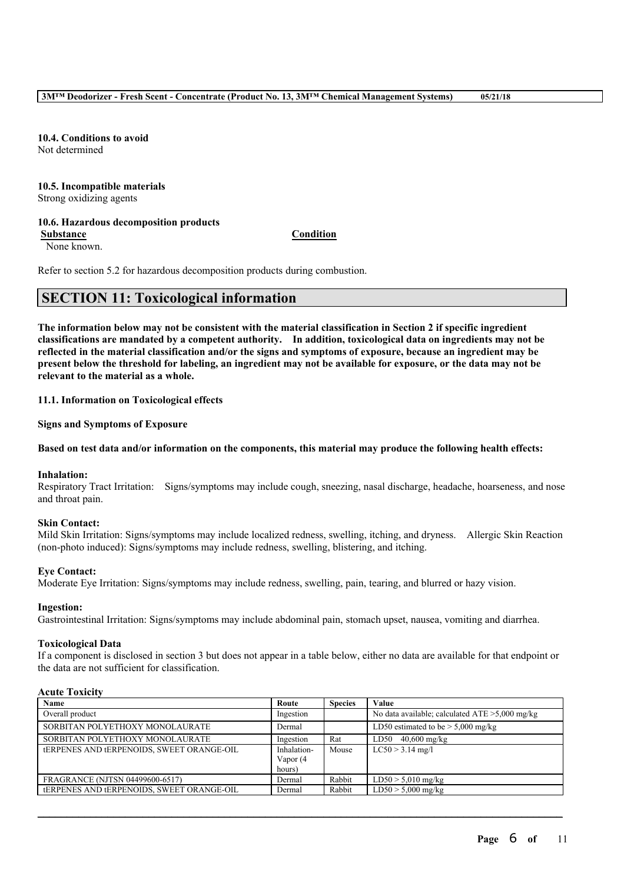**10.4. Conditions to avoid**
Not determined

**10.5. Incompatible materials**
Strong oxidizing agents

**10.6. Hazardous decomposition products**

| Substance | Condition |
| --- | --- |
| None known. | |

Refer to section 5.2 for hazardous decomposition products during combustion.

## SECTION 11: Toxicological information

**The information below may not be consistent with the material classification in Section 2 if specific ingredient classifications are mandated by a competent authority. In addition, toxicological data on ingredients may not be reflected in the material classification and/or the signs and symptoms of exposure, because an ingredient may be present below the threshold for labeling, an ingredient may not be available for exposure, or the data may not be relevant to the material as a whole.**

**11.1. Information on Toxicological effects**

**Signs and Symptoms of Exposure**

**Based on test data and/or information on the components, this material may produce the following health effects:**

**Inhalation:**
Respiratory Tract Irritation: Signs/symptoms may include cough, sneezing, nasal discharge, headache, hoarseness, and nose and throat pain.

**Skin Contact:**
Mild Skin Irritation: Signs/symptoms may include localized redness, swelling, itching, and dryness. Allergic Skin Reaction (non-photo induced): Signs/symptoms may include redness, swelling, blistering, and itching.

**Eye Contact:**
Moderate Eye Irritation: Signs/symptoms may include redness, swelling, pain, tearing, and blurred or hazy vision.

**Ingestion:**
Gastrointestinal Irritation: Signs/symptoms may include abdominal pain, stomach upset, nausea, vomiting and diarrhea.

**Toxicological Data**
If a component is disclosed in section 3 but does not appear in a table below, either no data are available for that endpoint or the data are not sufficient for classification.

**Acute Toxicity**

| Name | Route | Species | Value |
| --- | --- | --- | --- |
| Overall product | Ingestion | | No data available; calculated ATE >5,000 mg/kg |
| SORBITAN POLYETHOXY MONOLAURATE | Dermal | | LD50 estimated to be > 5,000 mg/kg |
| SORBITAN POLYETHOXY MONOLAURATE | Ingestion | Rat | LD50 40,600 mg/kg |
| tERPENES AND tERPENOIDS, SWEET ORANGE-OIL | Inhalation-Vapor (4 hours) | Mouse | LC50 > 3.14 mg/l |
| FRAGRANCE (NJTSN 04499600-6517) | Dermal | Rabbit | LD50 > 5,010 mg/kg |
| tERPENES AND tERPENOIDS, SWEET ORANGE-OIL | Dermal | Rabbit | LD50 > 5,000 mg/kg |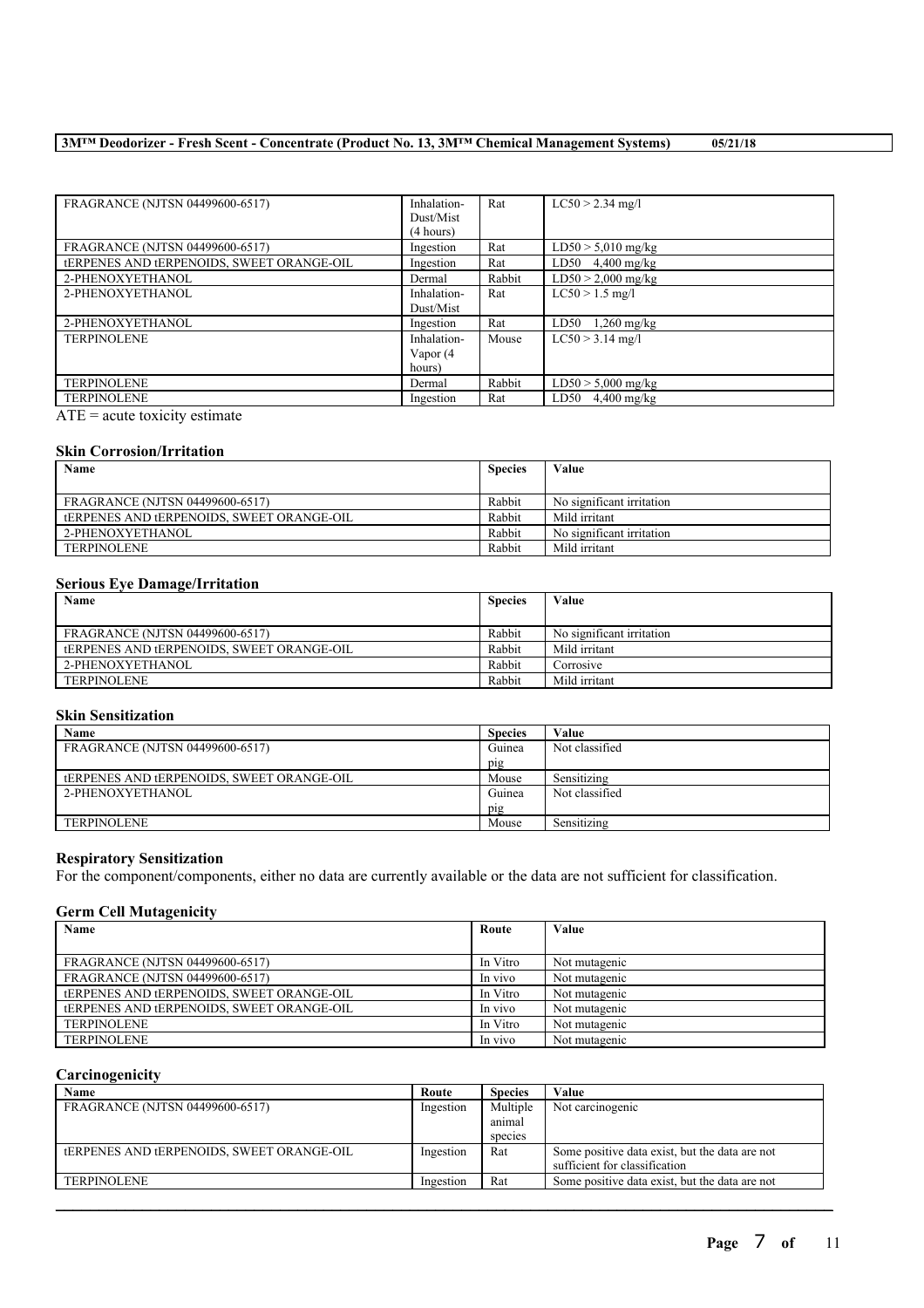| | | | |
|---|---|---|---|
| FRAGRANCE (NJTSN 04499600-6517) | Inhalation-Dust/Mist (4 hours) | Rat | LC50 > 2.34 mg/l |
| FRAGRANCE (NJTSN 04499600-6517) | Ingestion | Rat | LD50 > 5,010 mg/kg |
| tERPENES AND tERPENOIDS, SWEET ORANGE-OIL | Ingestion | Rat | LD50 4,400 mg/kg |
| 2-PHENOXYETHANOL | Dermal | Rabbit | LD50 > 2,000 mg/kg |
| 2-PHENOXYETHANOL | Inhalation-Dust/Mist | Rat | LC50 > 1.5 mg/l |
| 2-PHENOXYETHANOL | Ingestion | Rat | LD50 1,260 mg/kg |
| TERPINOLENE | Inhalation-Vapor (4 hours) | Mouse | LC50 > 3.14 mg/l |
| TERPINOLENE | Dermal | Rabbit | LD50 > 5,000 mg/kg |
| TERPINOLENE | Ingestion | Rat | LD50 4,400 mg/kg |

ATE = acute toxicity estimate

### Skin Corrosion/Irritation

| Name | Species | Value |
|---|---|---|
| FRAGRANCE (NJTSN 04499600-6517) | Rabbit | No significant irritation |
| tERPENES AND tERPENOIDS, SWEET ORANGE-OIL | Rabbit | Mild irritant |
| 2-PHENOXYETHANOL | Rabbit | No significant irritation |
| TERPINOLENE | Rabbit | Mild irritant |

### Serious Eye Damage/Irritation

| Name | Species | Value |
|---|---|---|
| FRAGRANCE (NJTSN 04499600-6517) | Rabbit | No significant irritation |
| tERPENES AND tERPENOIDS, SWEET ORANGE-OIL | Rabbit | Mild irritant |
| 2-PHENOXYETHANOL | Rabbit | Corrosive |
| TERPINOLENE | Rabbit | Mild irritant |

### Skin Sensitization

| Name | Species | Value |
|---|---|---|
| FRAGRANCE (NJTSN 04499600-6517) | Guinea pig | Not classified |
| tERPENES AND tERPENOIDS, SWEET ORANGE-OIL | Mouse | Sensitizing |
| 2-PHENOXYETHANOL | Guinea pig | Not classified |
| TERPINOLENE | Mouse | Sensitizing |

### Respiratory Sensitization

For the component/components, either no data are currently available or the data are not sufficient for classification.

### Germ Cell Mutagenicity

| Name | Route | Value |
|---|---|---|
| FRAGRANCE (NJTSN 04499600-6517) | In Vitro | Not mutagenic |
| FRAGRANCE (NJTSN 04499600-6517) | In vivo | Not mutagenic |
| tERPENES AND tERPENOIDS, SWEET ORANGE-OIL | In Vitro | Not mutagenic |
| tERPENES AND tERPENOIDS, SWEET ORANGE-OIL | In vivo | Not mutagenic |
| TERPINOLENE | In Vitro | Not mutagenic |
| TERPINOLENE | In vivo | Not mutagenic |

### Carcinogenicity

| Name | Route | Species | Value |
|---|---|---|---|
| FRAGRANCE (NJTSN 04499600-6517) | Ingestion | Multiple animal species | Not carcinogenic |
| tERPENES AND tERPENOIDS, SWEET ORANGE-OIL | Ingestion | Rat | Some positive data exist, but the data are not sufficient for classification |
| TERPINOLENE | Ingestion | Rat | Some positive data exist, but the data are not |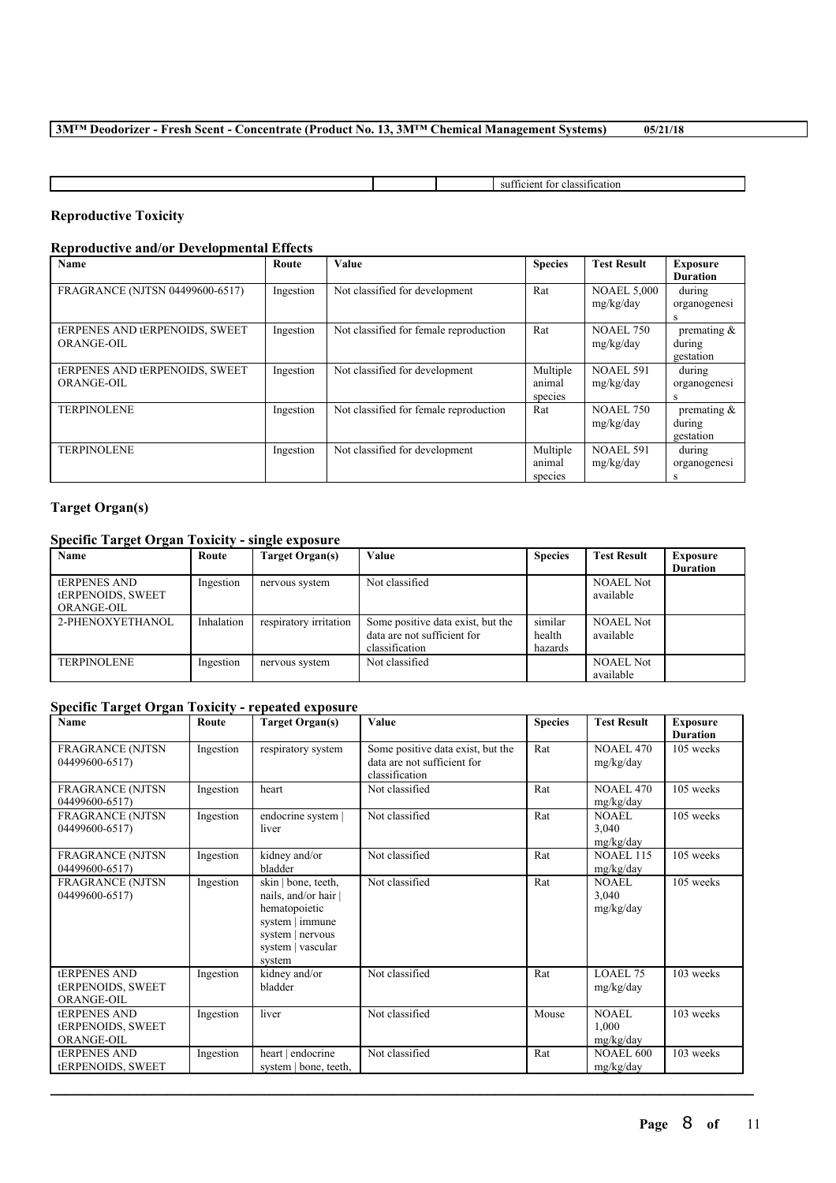| | | | sufficient for classification |
|---|---|---|---|

## Reproductive Toxicity

### Reproductive and/or Developmental Effects

| Name | Route | Value | Species | Test Result | Exposure Duration |
|---|---|---|---|---|---|
| FRAGRANCE (NJTSN 04499600-6517) | Ingestion | Not classified for development | Rat | NOAEL 5,000 mg/kg/day | during organogenesis |
| tERPENES AND tERPENOIDS, SWEET ORANGE-OIL | Ingestion | Not classified for female reproduction | Rat | NOAEL 750 mg/kg/day | premating & during gestation |
| tERPENES AND tERPENOIDS, SWEET ORANGE-OIL | Ingestion | Not classified for development | Multiple animal species | NOAEL 591 mg/kg/day | during organogenesis |
| TERPINOLENE | Ingestion | Not classified for female reproduction | Rat | NOAEL 750 mg/kg/day | premating & during gestation |
| TERPINOLENE | Ingestion | Not classified for development | Multiple animal species | NOAEL 591 mg/kg/day | during organogenesis |

## Target Organ(s)

### Specific Target Organ Toxicity - single exposure

| Name | Route | Target Organ(s) | Value | Species | Test Result | Exposure Duration |
|---|---|---|---|---|---|---|
| tERPENES AND tERPENOIDS, SWEET ORANGE-OIL | Ingestion | nervous system | Not classified | | NOAEL Not available | |
| 2-PHENOXYETHANOL | Inhalation | respiratory irritation | Some positive data exist, but the data are not sufficient for classification | similar health hazards | NOAEL Not available | |
| TERPINOLENE | Ingestion | nervous system | Not classified | | NOAEL Not available | |

### Specific Target Organ Toxicity - repeated exposure

| Name | Route | Target Organ(s) | Value | Species | Test Result | Exposure Duration |
|---|---|---|---|---|---|---|
| FRAGRANCE (NJTSN 04499600-6517) | Ingestion | respiratory system | Some positive data exist, but the data are not sufficient for classification | Rat | NOAEL 470 mg/kg/day | 105 weeks |
| FRAGRANCE (NJTSN 04499600-6517) | Ingestion | heart | Not classified | Rat | NOAEL 470 mg/kg/day | 105 weeks |
| FRAGRANCE (NJTSN 04499600-6517) | Ingestion | endocrine system \| liver | Not classified | Rat | NOAEL 3,040 mg/kg/day | 105 weeks |
| FRAGRANCE (NJTSN 04499600-6517) | Ingestion | kidney and/or bladder | Not classified | Rat | NOAEL 115 mg/kg/day | 105 weeks |
| FRAGRANCE (NJTSN 04499600-6517) | Ingestion | skin \| bone, teeth, nails, and/or hair \| hematopoietic system \| immune system \| nervous system \| vascular system | Not classified | Rat | NOAEL 3,040 mg/kg/day | 105 weeks |
| tERPENES AND tERPENOIDS, SWEET ORANGE-OIL | Ingestion | kidney and/or bladder | Not classified | Rat | LOAEL 75 mg/kg/day | 103 weeks |
| tERPENES AND tERPENOIDS, SWEET ORANGE-OIL | Ingestion | liver | Not classified | Mouse | NOAEL 1,000 mg/kg/day | 103 weeks |
| tERPENES AND tERPENOIDS, SWEET | Ingestion | heart \| endocrine system \| bone, teeth, | Not classified | Rat | NOAEL 600 mg/kg/day | 103 weeks |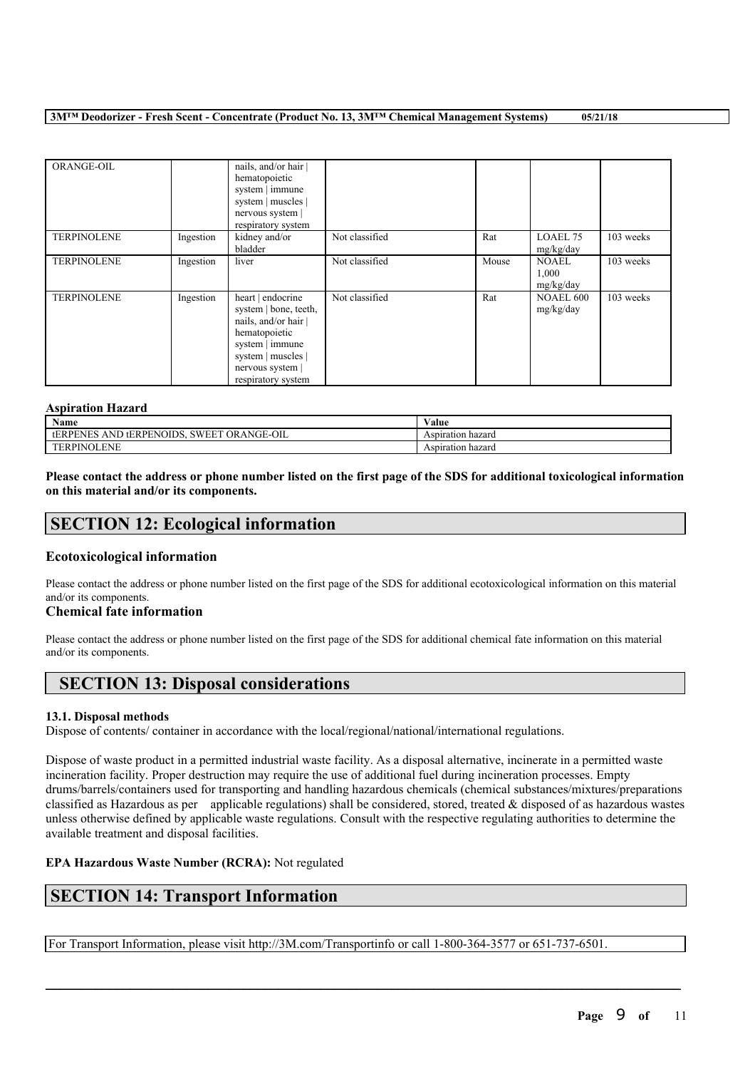| | | | | | | |
|---|---|---|---|---|---|---|
| ORANGE-OIL | | nails, and/or hair \| hematopoietic system \| immune system \| muscles \| nervous system \| respiratory system | | | | |
| TERPINOLENE | Ingestion | kidney and/or bladder | Not classified | Rat | LOAEL 75 mg/kg/day | 103 weeks |
| TERPINOLENE | Ingestion | liver | Not classified | Mouse | NOAEL 1,000 mg/kg/day | 103 weeks |
| TERPINOLENE | Ingestion | heart \| endocrine system \| bone, teeth, nails, and/or hair \| hematopoietic system \| immune system \| muscles \| nervous system \| respiratory system | Not classified | Rat | NOAEL 600 mg/kg/day | 103 weeks |

**Aspiration Hazard**

| Name | Value |
|---|---|
| tERPENES AND tERPENOIDS, SWEET ORANGE-OIL | Aspiration hazard |
| TERPINOLENE | Aspiration hazard |

**Please contact the address or phone number listed on the first page of the SDS for additional toxicological information on this material and/or its components.**

## SECTION 12: Ecological information

### Ecotoxicological information

Please contact the address or phone number listed on the first page of the SDS for additional ecotoxicological information on this material and/or its components.

### Chemical fate information

Please contact the address or phone number listed on the first page of the SDS for additional chemical fate information on this material and/or its components.

## SECTION 13: Disposal considerations

**13.1. Disposal methods**

Dispose of contents/ container in accordance with the local/regional/national/international regulations.

Dispose of waste product in a permitted industrial waste facility. As a disposal alternative, incinerate in a permitted waste incineration facility. Proper destruction may require the use of additional fuel during incineration processes. Empty drums/barrels/containers used for transporting and handling hazardous chemicals (chemical substances/mixtures/preparations classified as Hazardous as per applicable regulations) shall be considered, stored, treated & disposed of as hazardous wastes unless otherwise defined by applicable waste regulations. Consult with the respective regulating authorities to determine the available treatment and disposal facilities.

**EPA Hazardous Waste Number (RCRA):** Not regulated

## SECTION 14: Transport Information

For Transport Information, please visit http://3M.com/Transportinfo or call 1-800-364-3577 or 651-737-6501.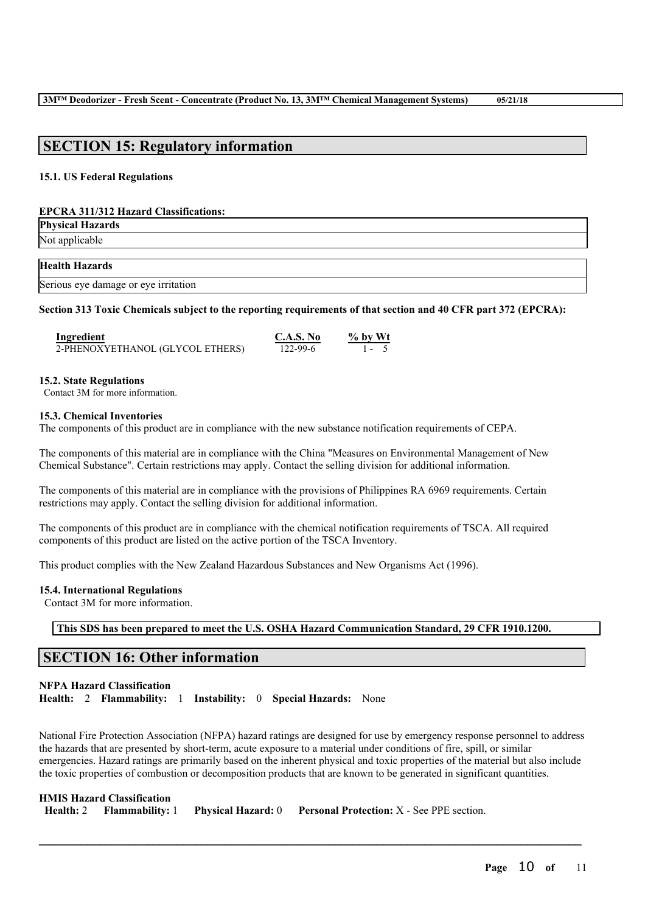## SECTION 15: Regulatory information

### 15.1. US Federal Regulations

**EPCRA 311/312 Hazard Classifications:**

| Physical Hazards |
|---|
| Not applicable |

| Health Hazards |
|---|
| Serious eye damage or eye irritation |

**Section 313 Toxic Chemicals subject to the reporting requirements of that section and 40 CFR part 372 (EPCRA):**

| Ingredient | C.A.S. No | % by Wt |
|---|---|---|
| 2-PHENOXYETHANOL (GLYCOL ETHERS) | 122-99-6 | 1 - 5 |

### 15.2. State Regulations

Contact 3M for more information.

### 15.3. Chemical Inventories

The components of this product are in compliance with the new substance notification requirements of CEPA.

The components of this material are in compliance with the China "Measures on Environmental Management of New Chemical Substance". Certain restrictions may apply. Contact the selling division for additional information.

The components of this material are in compliance with the provisions of Philippines RA 6969 requirements. Certain restrictions may apply. Contact the selling division for additional information.

The components of this product are in compliance with the chemical notification requirements of TSCA. All required components of this product are listed on the active portion of the TSCA Inventory.

This product complies with the New Zealand Hazardous Substances and New Organisms Act (1996).

### 15.4. International Regulations

Contact 3M for more information.

**This SDS has been prepared to meet the U.S. OSHA Hazard Communication Standard, 29 CFR 1910.1200.**

## SECTION 16: Other information

**NFPA Hazard Classification**

**Health:** 2 **Flammability:** 1 **Instability:** 0 **Special Hazards:** None

National Fire Protection Association (NFPA) hazard ratings are designed for use by emergency response personnel to address the hazards that are presented by short-term, acute exposure to a material under conditions of fire, spill, or similar emergencies. Hazard ratings are primarily based on the inherent physical and toxic properties of the material but also include the toxic properties of combustion or decomposition products that are known to be generated in significant quantities.

**HMIS Hazard Classification**

**Health:** 2 **Flammability:** 1 **Physical Hazard:** 0 **Personal Protection:** X - See PPE section.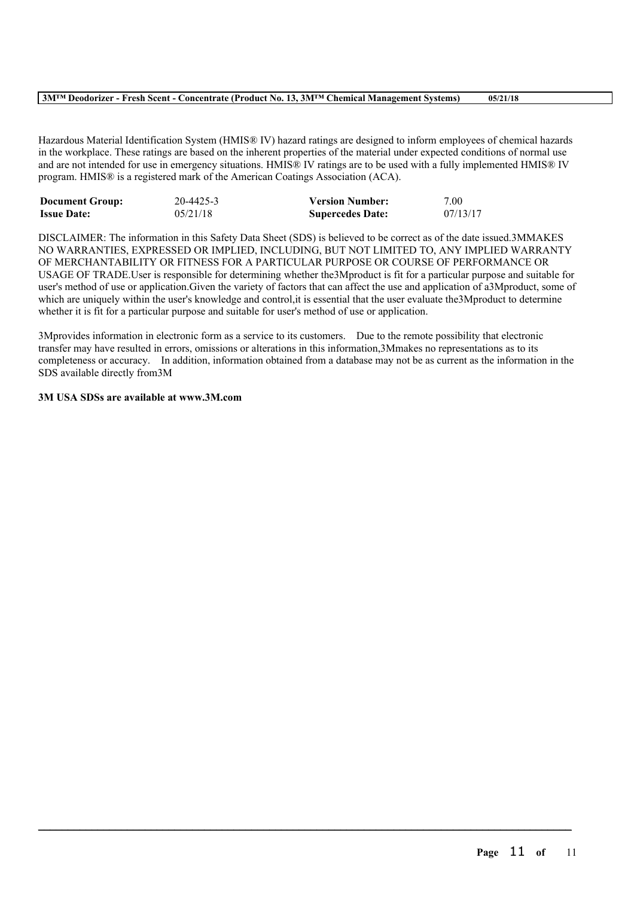Hazardous Material Identification System (HMIS® IV) hazard ratings are designed to inform employees of chemical hazards in the workplace. These ratings are based on the inherent properties of the material under expected conditions of normal use and are not intended for use in emergency situations. HMIS® IV ratings are to be used with a fully implemented HMIS® IV program. HMIS® is a registered mark of the American Coatings Association (ACA).

| | | | |
|---|---|---|---|
| **Document Group:** | 20-4425-3 | **Version Number:** | 7.00 |
| **Issue Date:** | 05/21/18 | **Supercedes Date:** | 07/13/17 |

DISCLAIMER: The information in this Safety Data Sheet (SDS) is believed to be correct as of the date issued.3MMAKES NO WARRANTIES, EXPRESSED OR IMPLIED, INCLUDING, BUT NOT LIMITED TO, ANY IMPLIED WARRANTY OF MERCHANTABILITY OR FITNESS FOR A PARTICULAR PURPOSE OR COURSE OF PERFORMANCE OR USAGE OF TRADE.User is responsible for determining whether the3Mproduct is fit for a particular purpose and suitable for user's method of use or application.Given the variety of factors that can affect the use and application of a3Mproduct, some of which are uniquely within the user's knowledge and control,it is essential that the user evaluate the3Mproduct to determine whether it is fit for a particular purpose and suitable for user's method of use or application.

3Mprovides information in electronic form as a service to its customers. Due to the remote possibility that electronic transfer may have resulted in errors, omissions or alterations in this information,3Mmakes no representations as to its completeness or accuracy. In addition, information obtained from a database may not be as current as the information in the SDS available directly from3M

**3M USA SDSs are available at www.3M.com**